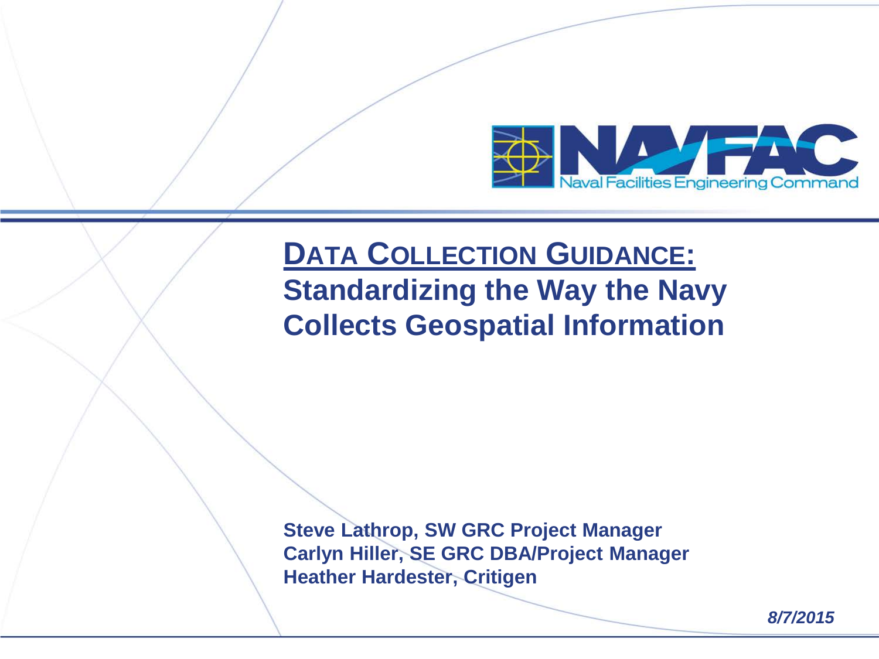# DATA COLLECTION GUIDANCE:

## Standardizing the Way the Navy Collects Geospatial Information

**Steve Lathrop, SW GRC Project Manager**
**Carlyn Hiller, SE GRC DBA/Project Manager**
**Heather Hardester, Critigen**

***8/7/2015***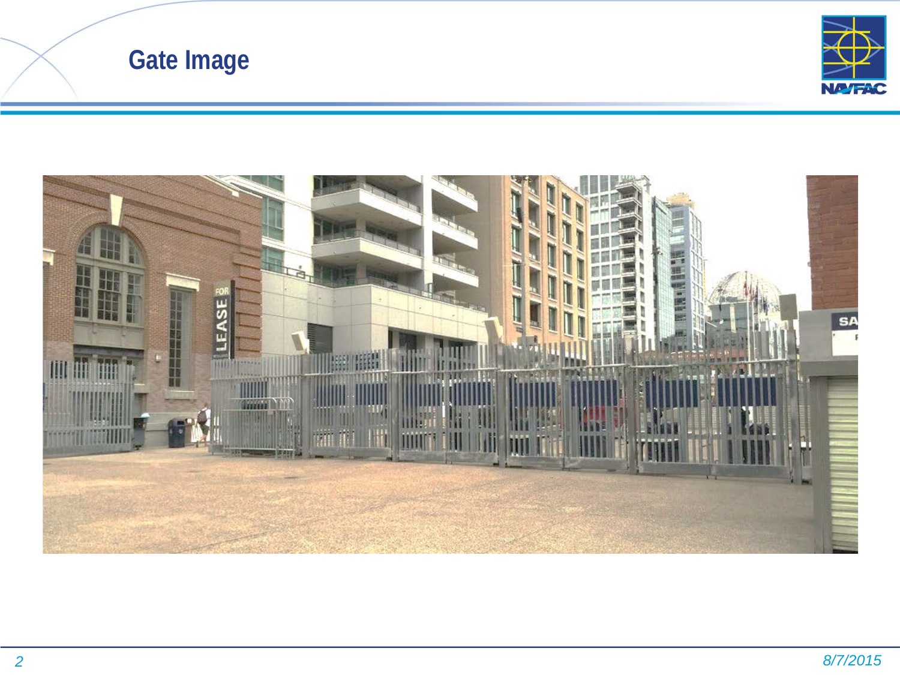# Gate Image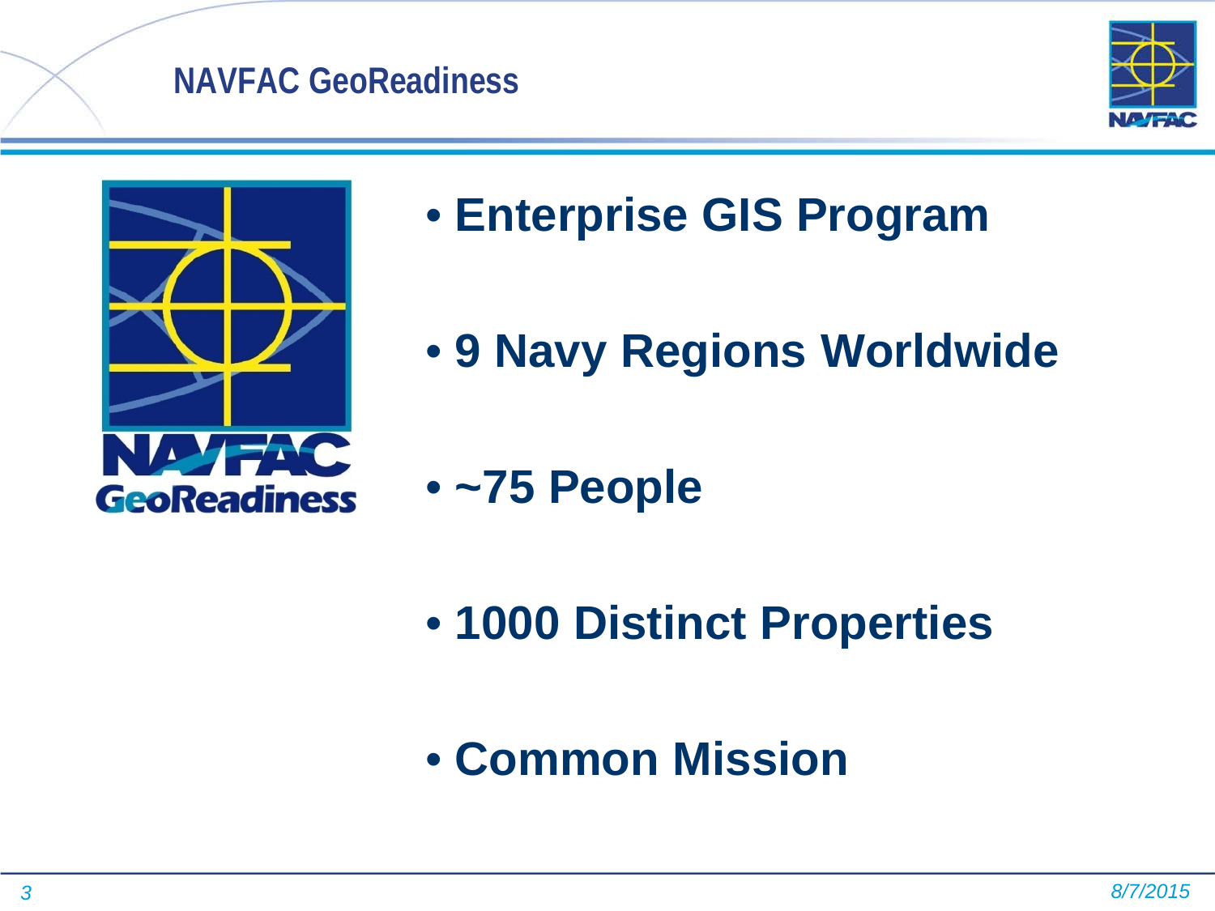# NAVFAC GeoReadiness

- **Enterprise GIS Program**
- **9 Navy Regions Worldwide**
- **~75 People**
- **1000 Distinct Properties**
- **Common Mission**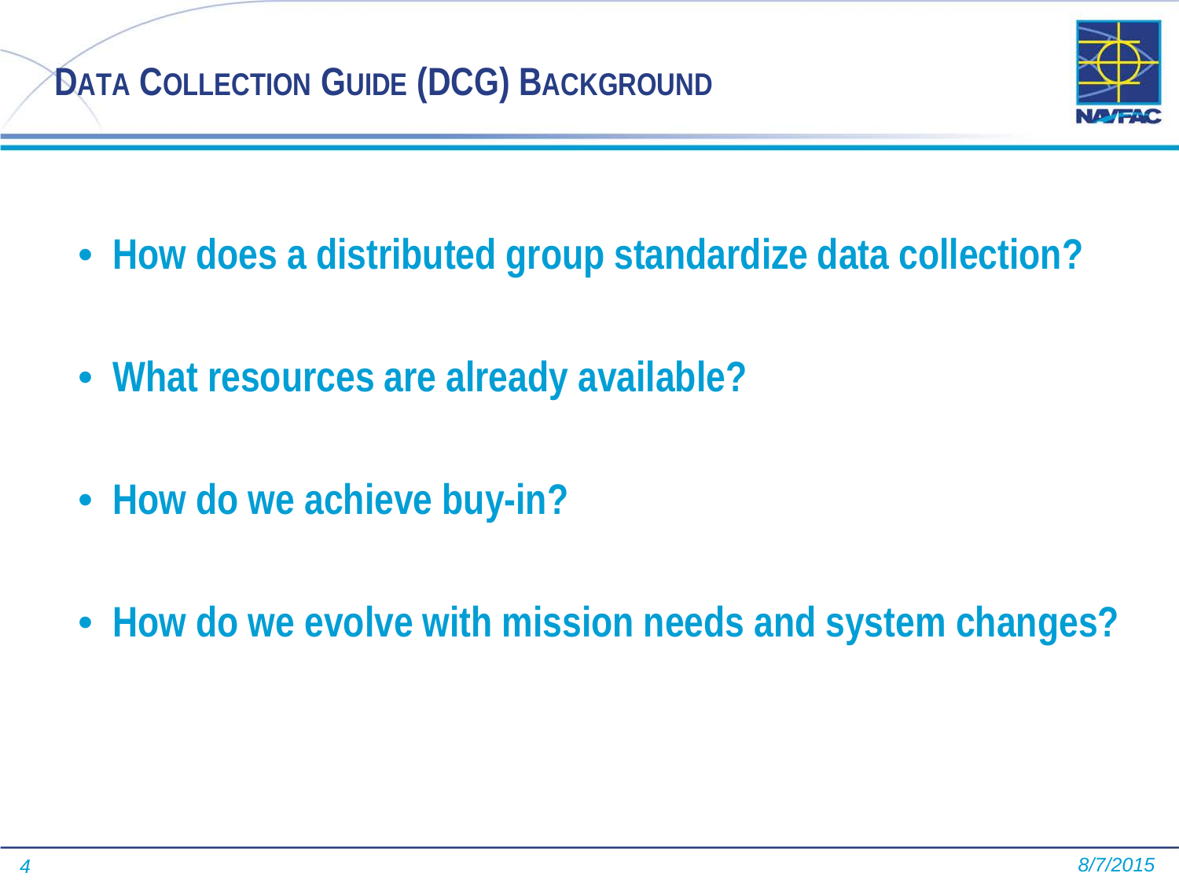# Data Collection Guide (DCG) Background

- **How does a distributed group standardize data collection?**
- **What resources are already available?**
- **How do we achieve buy-in?**
- **How do we evolve with mission needs and system changes?**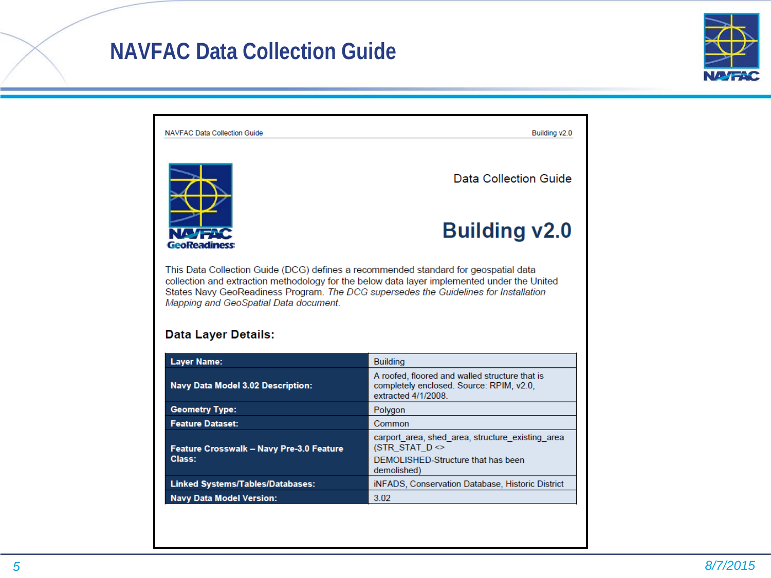# NAVFAC Data Collection Guide

Data Collection Guide

## Building v2.0

This Data Collection Guide (DCG) defines a recommended standard for geospatial data collection and extraction methodology for the below data layer implemented under the United States Navy GeoReadiness Program. *The DCG supersedes the Guidelines for Installation Mapping and GeoSpatial Data document.*

### Data Layer Details:

| | |
|---|---|
| **Layer Name:** | Building |
| **Navy Data Model 3.02 Description:** | A roofed, floored and walled structure that is completely enclosed. Source: RPIM, v2.0, extracted 4/1/2008. |
| **Geometry Type:** | Polygon |
| **Feature Dataset:** | Common |
| **Feature Crosswalk – Navy Pre-3.0 Feature Class:** | carport_area, shed_area, structure_existing_area (STR_STAT_D <> DEMOLISHED-Structure that has been demolished) |
| **Linked Systems/Tables/Databases:** | iNFADS, Conservation Database, Historic District |
| **Navy Data Model Version:** | 3.02 |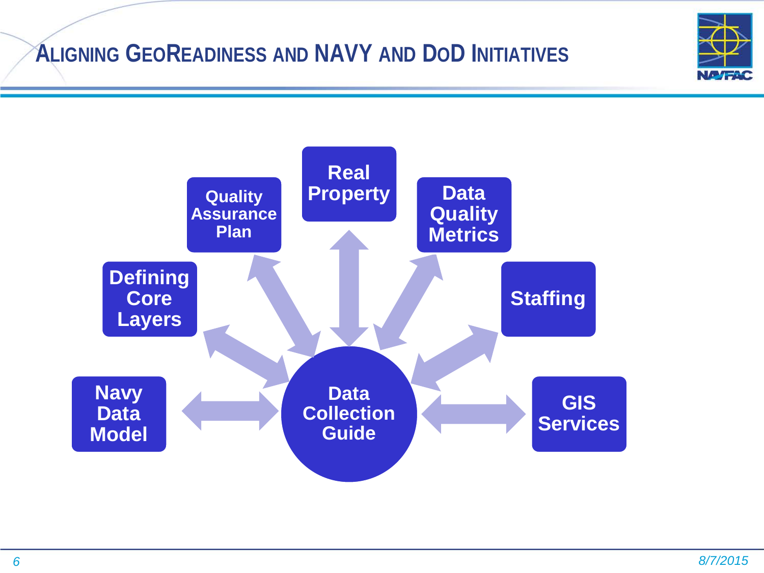# Aligning GeoReadiness and Navy and DoD Initiatives

- Data Collection Guide
  - Real Property
  - Data Quality Metrics
  - Staffing
  - GIS Services
  - Navy Data Model
  - Defining Core Layers
  - Quality Assurance Plan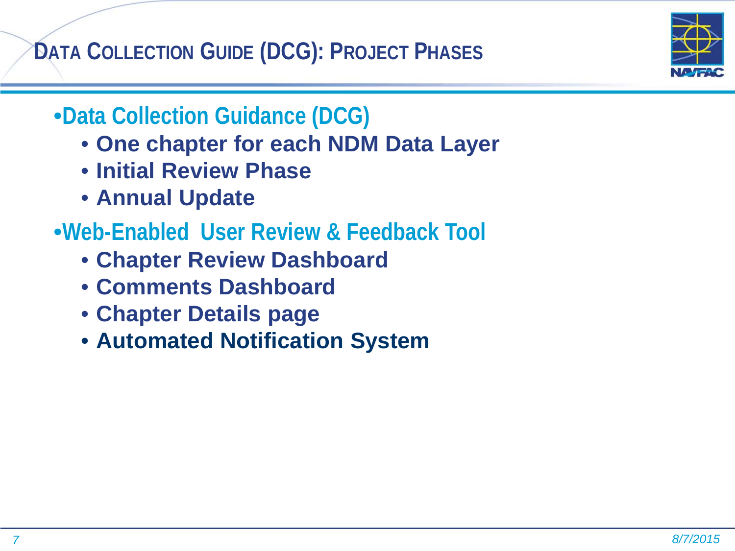# DATA COLLECTION GUIDE (DCG): PROJECT PHASES

- **Data Collection Guidance (DCG)**
  - **One chapter for each NDM Data Layer**
  - **Initial Review Phase**
  - **Annual Update**
- **Web-Enabled User Review & Feedback Tool**
  - **Chapter Review Dashboard**
  - **Comments Dashboard**
  - **Chapter Details page**
  - **Automated Notification System**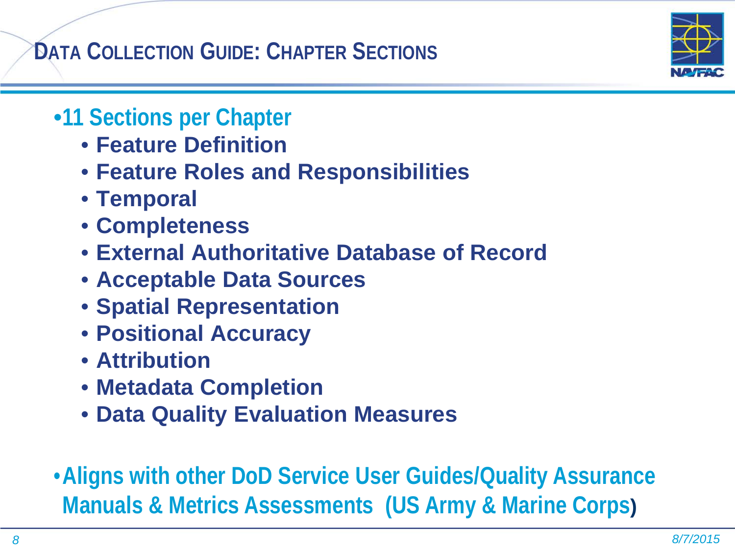# Data Collection Guide: Chapter Sections

- **11 Sections per Chapter**
  - **Feature Definition**
  - **Feature Roles and Responsibilities**
  - **Temporal**
  - **Completeness**
  - **External Authoritative Database of Record**
  - **Acceptable Data Sources**
  - **Spatial Representation**
  - **Positional Accuracy**
  - **Attribution**
  - **Metadata Completion**
  - **Data Quality Evaluation Measures**

- **Aligns with other DoD Service User Guides/Quality Assurance Manuals & Metrics Assessments (US Army & Marine Corps)**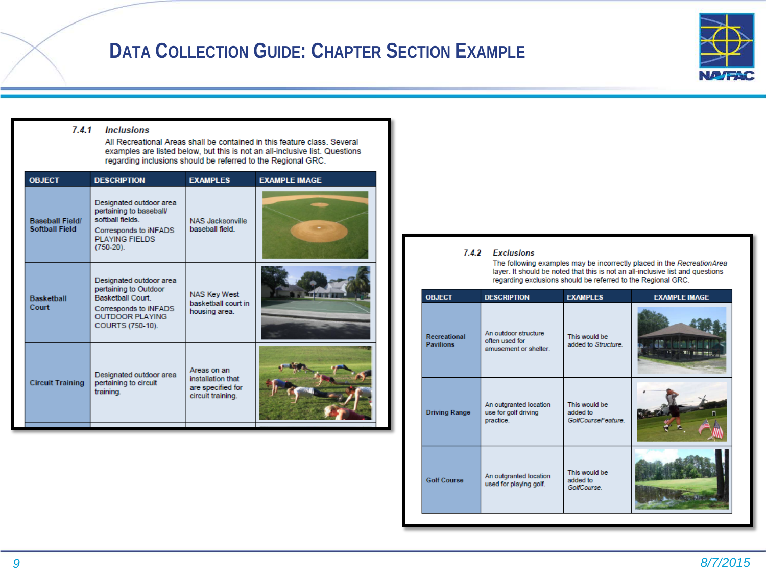# Data Collection Guide: Chapter Section Example

### 7.4.1 *Inclusions*

All Recreational Areas shall be contained in this feature class. Several examples are listed below, but this is not an all-inclusive list. Questions regarding inclusions should be referred to the Regional GRC.

| OBJECT | DESCRIPTION | EXAMPLES | EXAMPLE IMAGE |
|---|---|---|---|
| **Baseball Field/ Softball Field** | Designated outdoor area pertaining to baseball/ softball fields. Corresponds to iNFADS PLAYING FIELDS (750-20). | NAS Jacksonville baseball field. | |
| **Basketball Court** | Designated outdoor area pertaining to Outdoor Basketball Court. Corresponds to iNFADS OUTDOOR PLAYING COURTS (750-10). | NAS Key West basketball court in housing area. | |
| **Circuit Training** | Designated outdoor area pertaining to circuit training. | Areas on an installation that are specified for circuit training. | |

### 7.4.2 *Exclusions*

The following examples may be incorrectly placed in the *RecreationArea* layer. It should be noted that this is not an all-inclusive list and questions regarding exclusions should be referred to the Regional GRC.

| OBJECT | DESCRIPTION | EXAMPLES | EXAMPLE IMAGE |
|---|---|---|---|
| **Recreational Pavilions** | An outdoor structure often used for amusement or shelter. | This would be added to *Structure*. | |
| **Driving Range** | An outgranted location use for golf driving practice. | This would be added to *GolfCourseFeature*. | |
| **Golf Course** | An outgranted location used for playing golf. | This would be added to *GolfCourse*. | |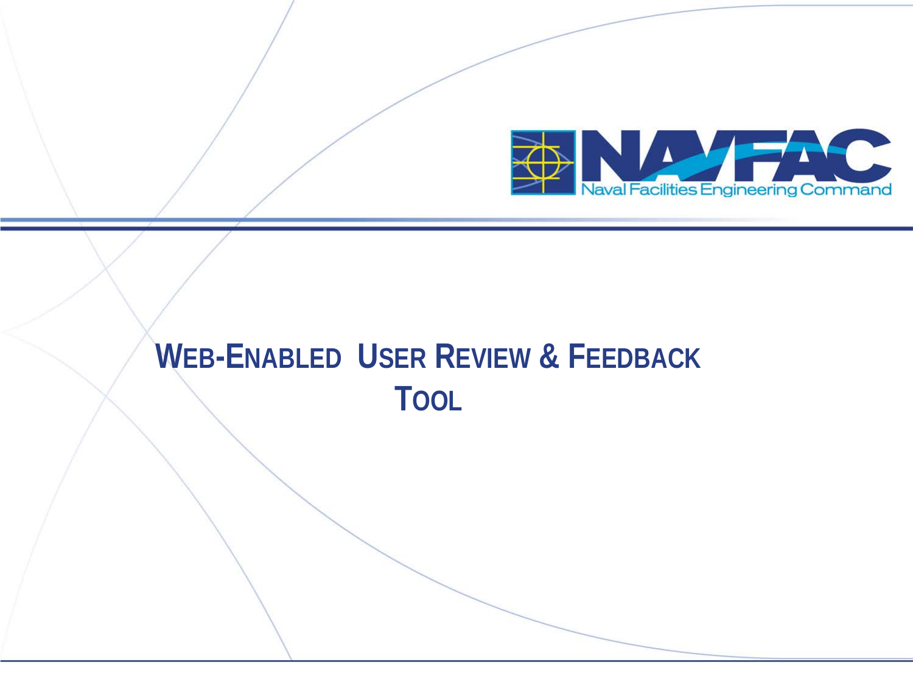# Web-Enabled User Review & Feedback Tool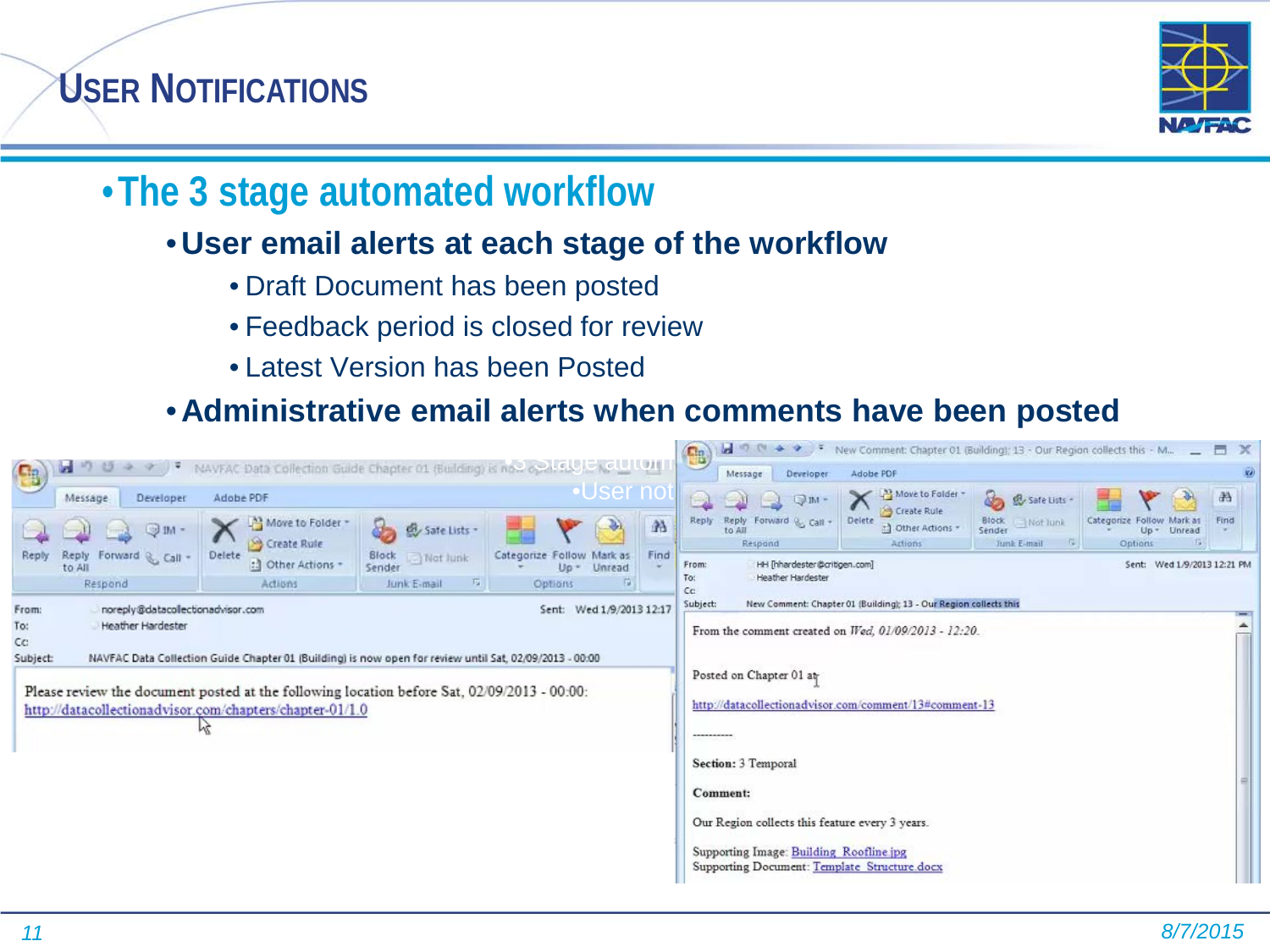# USER NOTIFICATIONS

- **The 3 stage automated workflow**
  - **User email alerts at each stage of the workflow**
    - Draft Document has been posted
    - Feedback period is closed for review
    - Latest Version has been Posted
  - **Administrative email alerts when comments have been posted**

From: noreply@datacollectionadvisor.com
To: Heather Hardester
Cc:
Subject: NAVFAC Data Collection Guide Chapter 01 (Building) is now open for review until Sat, 02/09/2013 - 00:00
Sent: Wed 1/9/2013 12:17

Please review the document posted at the following location before Sat, 02/09/2013 - 00:00:
http://datacollectionadvisor.com/chapters/chapter-01/1.0

From: HH [hhardester@critigen.com]
To: Heather Hardester
Cc:
Subject: New Comment: Chapter 01 (Building): 13 - Our Region collects this
Sent: Wed 1/9/2013 12:21 PM

From the comment created on Wed, 01/09/2013 - 12:20.

Posted on Chapter 01 at

http://datacollectionadvisor.com/comment/13#comment-13

---------

**Section:** 3 Temporal

**Comment:**

Our Region collects this feature every 3 years.

Supporting Image: Building_Roofline.jpg
Supporting Document: Template_Structure.docx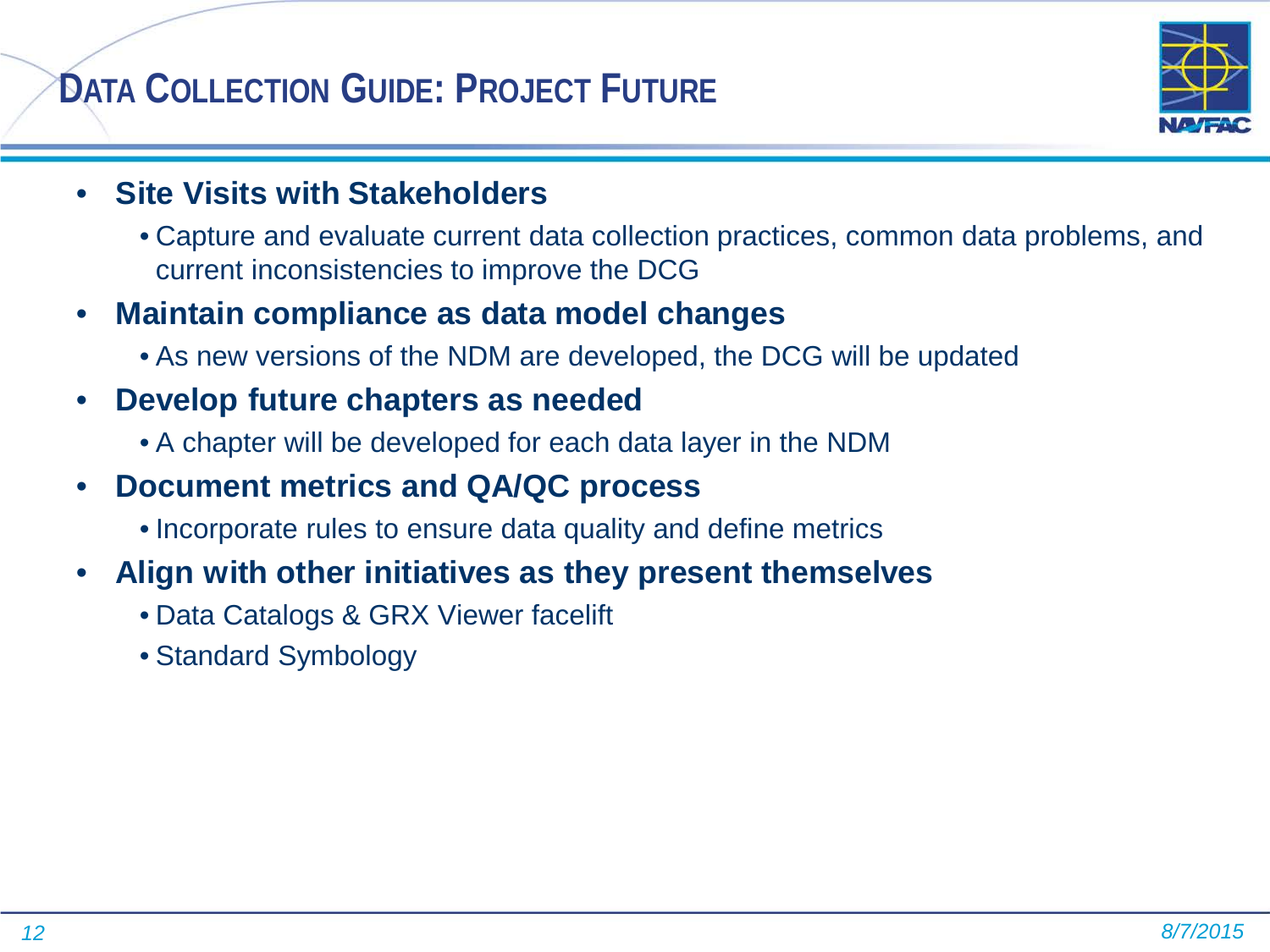# Data Collection Guide: Project Future

- **Site Visits with Stakeholders**
  - Capture and evaluate current data collection practices, common data problems, and current inconsistencies to improve the DCG
- **Maintain compliance as data model changes**
  - As new versions of the NDM are developed, the DCG will be updated
- **Develop future chapters as needed**
  - A chapter will be developed for each data layer in the NDM
- **Document metrics and QA/QC process**
  - Incorporate rules to ensure data quality and define metrics
- **Align with other initiatives as they present themselves**
  - Data Catalogs & GRX Viewer facelift
  - Standard Symbology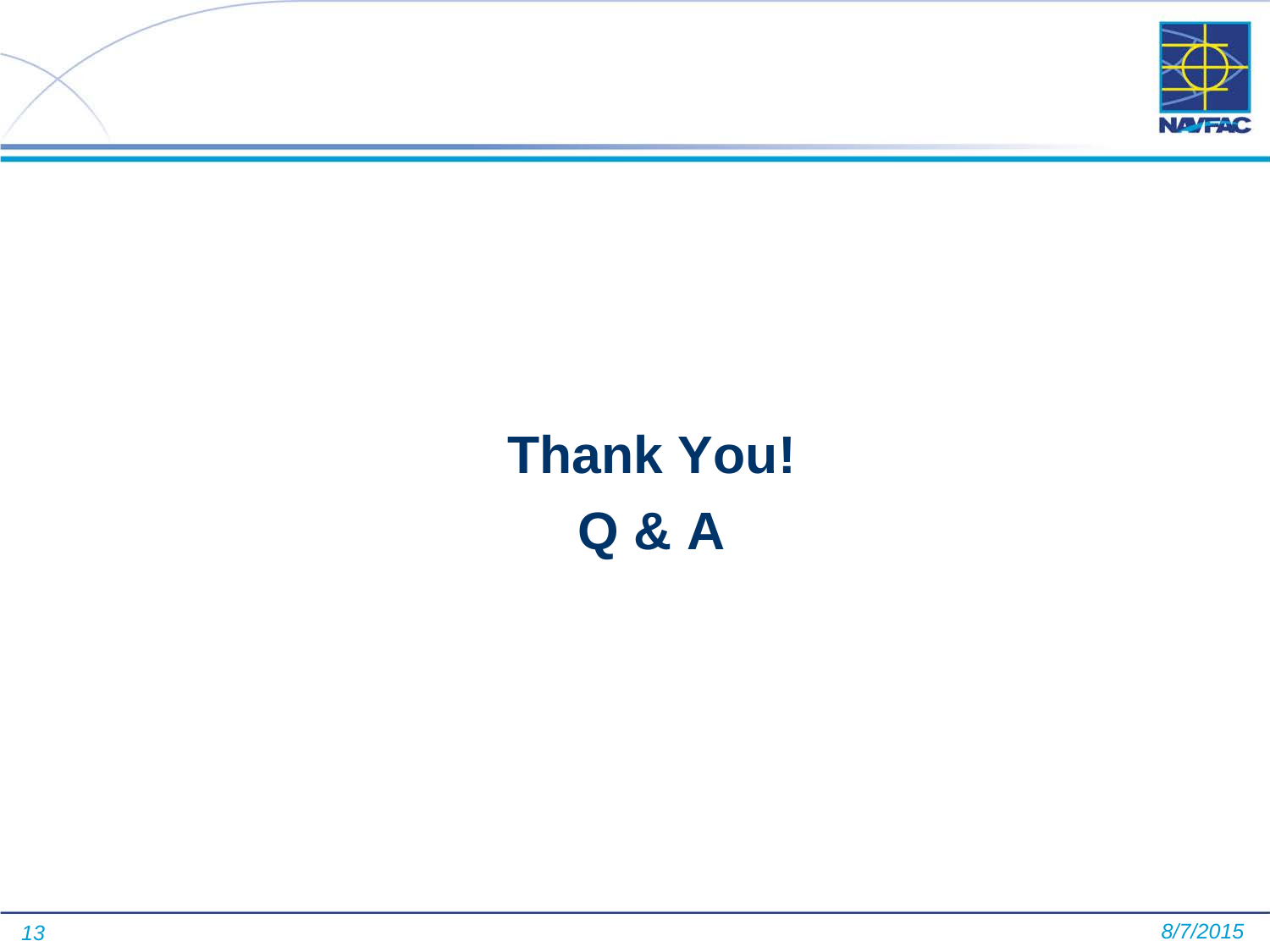**Thank You!**

**Q & A**